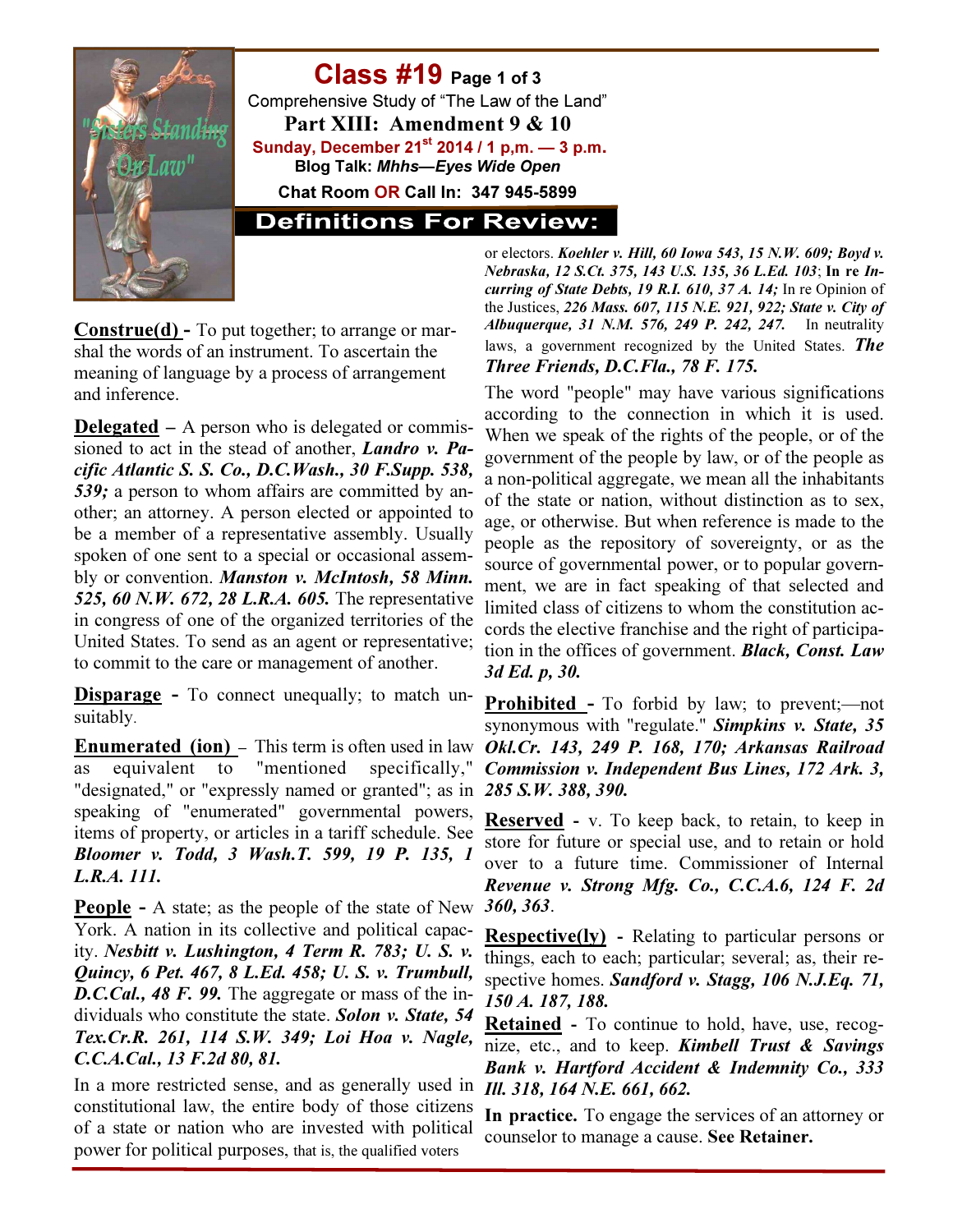# Class #19 Page 1 of 3

Comprehensive Study of "The Law of the Land"

**Part XIII: Amendment 9 & 10**

**Sunday, December 21st 2014 / 1 p,m. — 3 p.m.**

**Blog Talk: *Mhhs—Eyes Wide Open***

**Chat Room OR Call In: 347 945-5899**

## Definitions For Review:

**Construe(d)** - To put together; to arrange or marshal the words of an instrument. To ascertain the meaning of language by a process of arrangement and inference.

**Delegated** – A person who is delegated or commissioned to act in the stead of another, ***Landro v. Pacific Atlantic S. S. Co., D.C.Wash., 30 F.Supp. 538, 539;*** a person to whom affairs are committed by another; an attorney. A person elected or appointed to be a member of a representative assembly. Usually spoken of one sent to a special or occasional assembly or convention. ***Manston v. McIntosh, 58 Minn. 525, 60 N.W. 672, 28 L.R.A. 605.*** The representative in congress of one of the organized territories of the United States. To send as an agent or representative; to commit to the care or management of another.

**Disparage** - To connect unequally; to match unsuitably.

**Enumerated (ion)** – This term is often used in law as equivalent to "mentioned specifically," "designated," or "expressly named or granted"; as in speaking of "enumerated" governmental powers, items of property, or articles in a tariff schedule. See ***Bloomer v. Todd, 3 Wash.T. 599, 19 P. 135, 1 L.R.A. 111.***

**People** - A state; as the people of the state of New York. A nation in its collective and political capacity. ***Nesbitt v. Lushington, 4 Term R. 783; U. S. v. Quincy, 6 Pet. 467, 8 L.Ed. 458; U. S. v. Trumbull, D.C.Cal., 48 F. 99.*** The aggregate or mass of the individuals who constitute the state. ***Solon v. State, 54 Tex.Cr.R. 261, 114 S.W. 349; Loi Hoa v. Nagle, C.C.A.Cal., 13 F.2d 80, 81.***

In a more restricted sense, and as generally used in constitutional law, the entire body of those citizens of a state or nation who are invested with political power for political purposes, that is, the qualified voters or electors. ***Koehler v. Hill, 60 Iowa 543, 15 N.W. 609; Boyd v. Nebraska, 12 S.Ct. 375, 143 U.S. 135, 36 L.Ed. 103***; **In re *Incurring of State Debts, 19 R.I. 610, 37 A. 14;*** In re Opinion of the Justices, ***226 Mass. 607, 115 N.E. 921, 922; State v. City of Albuquerque, 31 N.M. 576, 249 P. 242, 247.*** In neutrality laws, a government recognized by the United States. ***The Three Friends, D.C.Fla., 78 F. 175.***

The word "people" may have various significations according to the connection in which it is used. When we speak of the rights of the people, or of the government of the people by law, or of the people as a non-political aggregate, we mean all the inhabitants of the state or nation, without distinction as to sex, age, or otherwise. But when reference is made to the people as the repository of sovereignty, or as the source of governmental power, or to popular government, we are in fact speaking of that selected and limited class of citizens to whom the constitution accords the elective franchise and the right of participation in the offices of government. ***Black, Const. Law 3d Ed. p, 30.***

**Prohibited** - To forbid by law; to prevent;—not synonymous with "regulate." ***Simpkins v. State, 35 Okl.Cr. 143, 249 P. 168, 170; Arkansas Railroad Commission v. Independent Bus Lines, 172 Ark. 3, 285 S.W. 388, 390.***

**Reserved** - v. To keep back, to retain, to keep in store for future or special use, and to retain or hold over to a future time. Commissioner of Internal ***Revenue v. Strong Mfg. Co., C.C.A.6, 124 F. 2d 360, 363***.

**Respective(ly)** - Relating to particular persons or things, each to each; particular; several; as, their respective homes. ***Sandford v. Stagg, 106 N.J.Eq. 71, 150 A. 187, 188.***

**Retained** - To continue to hold, have, use, recognize, etc., and to keep. ***Kimbell Trust & Savings Bank v. Hartford Accident & Indemnity Co., 333 Ill. 318, 164 N.E. 661, 662.***

**In practice.** To engage the services of an attorney or counselor to manage a cause. **See Retainer.**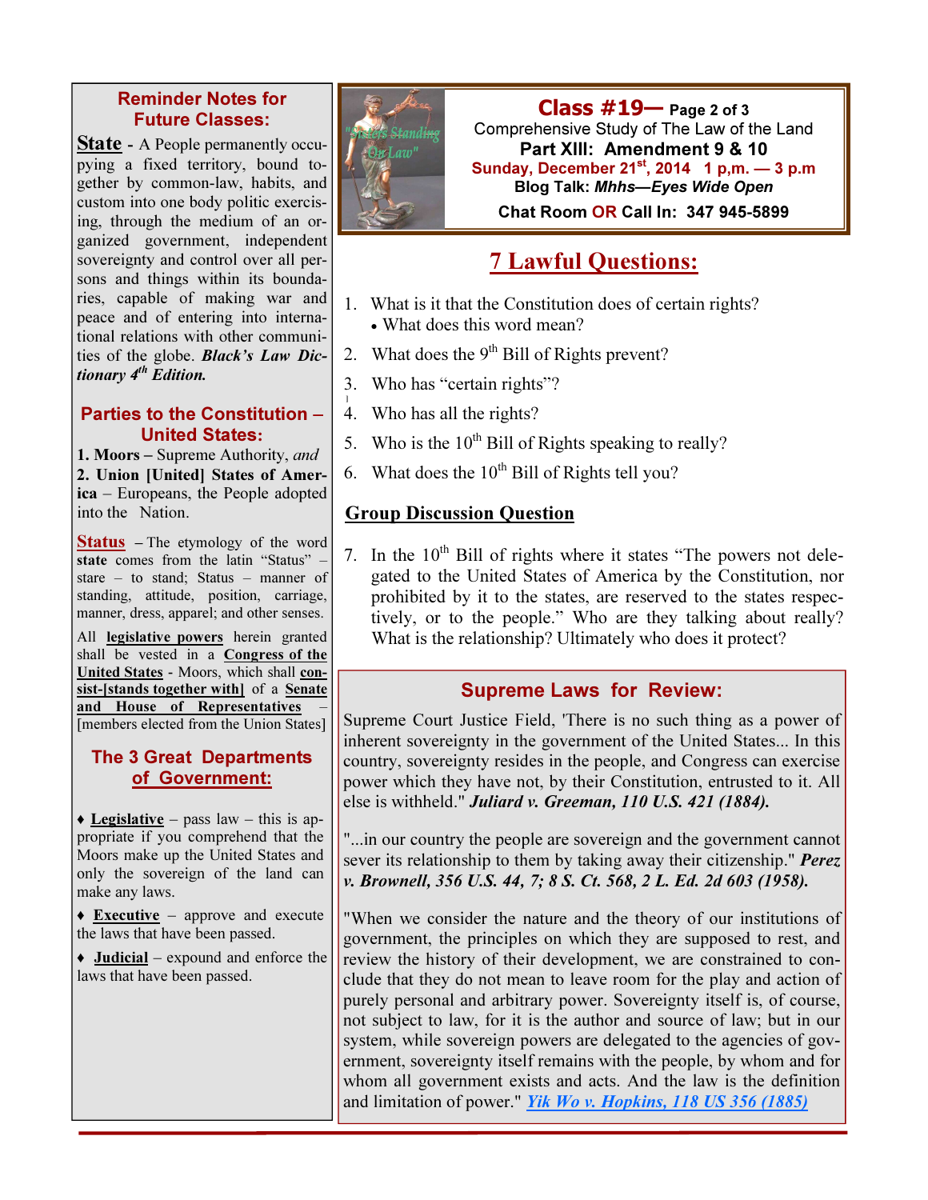## Reminder Notes for Future Classes:

**State** - A People permanently occupying a fixed territory, bound together by common-law, habits, and custom into one body politic exercising, through the medium of an organized government, independent sovereignty and control over all persons and things within its boundaries, capable of making war and peace and of entering into international relations with other communities of the globe. ***Black's Law Dictionary 4th Edition.***

## Parties to the Constitution – United States:

**1. Moors –** Supreme Authority, *and*
**2. Union [United] States of America** – Europeans, the People adopted into the Nation.

**Status** – The etymology of the word **state** comes from the latin "Status" – stare – to stand; Status – manner of standing, attitude, position, carriage, manner, dress, apparel; and other senses.

All **legislative powers** herein granted shall be vested in a **Congress of the United States** - Moors, which shall **consist-[stands together with]** of a **Senate and House of Representatives** – [members elected from the Union States]

## The 3 Great Departments of Government:

- **Legislative** – pass law – this is appropriate if you comprehend that the Moors make up the United States and only the sovereign of the land can make any laws.
- **Executive** – approve and execute the laws that have been passed.
- **Judicial** – expound and enforce the laws that have been passed.

# Class #19— Page 2 of 3

Comprehensive Study of The Law of the Land
**Part XIII: Amendment 9 & 10**
Sunday, December 21st, 2014 1 p,m. — 3 p.m
Blog Talk: ***Mhhs—Eyes Wide Open***
**Chat Room OR Call In: 347 945-5899**

## 7 Lawful Questions:

1. What is it that the Constitution does of certain rights?
   - What does this word mean?
2. What does the 9th Bill of Rights prevent?
3. Who has "certain rights"?
4. Who has all the rights?
5. Who is the 10th Bill of Rights speaking to really?
6. What does the 10th Bill of Rights tell you?

### Group Discussion Question

7. In the 10th Bill of rights where it states "The powers not delegated to the United States of America by the Constitution, nor prohibited by it to the states, are reserved to the states respectively, or to the people." Who are they talking about really? What is the relationship? Ultimately who does it protect?

## Supreme Laws for Review:

Supreme Court Justice Field, 'There is no such thing as a power of inherent sovereignty in the government of the United States... In this country, sovereignty resides in the people, and Congress can exercise power which they have not, by their Constitution, entrusted to it. All else is withheld." ***Juliard v. Greeman, 110 U.S. 421 (1884).***

"...in our country the people are sovereign and the government cannot sever its relationship to them by taking away their citizenship." ***Perez v. Brownell, 356 U.S. 44, 7; 8 S. Ct. 568, 2 L. Ed. 2d 603 (1958).***

"When we consider the nature and the theory of our institutions of government, the principles on which they are supposed to rest, and review the history of their development, we are constrained to conclude that they do not mean to leave room for the play and action of purely personal and arbitrary power. Sovereignty itself is, of course, not subject to law, for it is the author and source of law; but in our system, while sovereign powers are delegated to the agencies of government, sovereignty itself remains with the people, by whom and for whom all government exists and acts. And the law is the definition and limitation of power." ***Yik Wo v. Hopkins, 118 US 356 (1885)***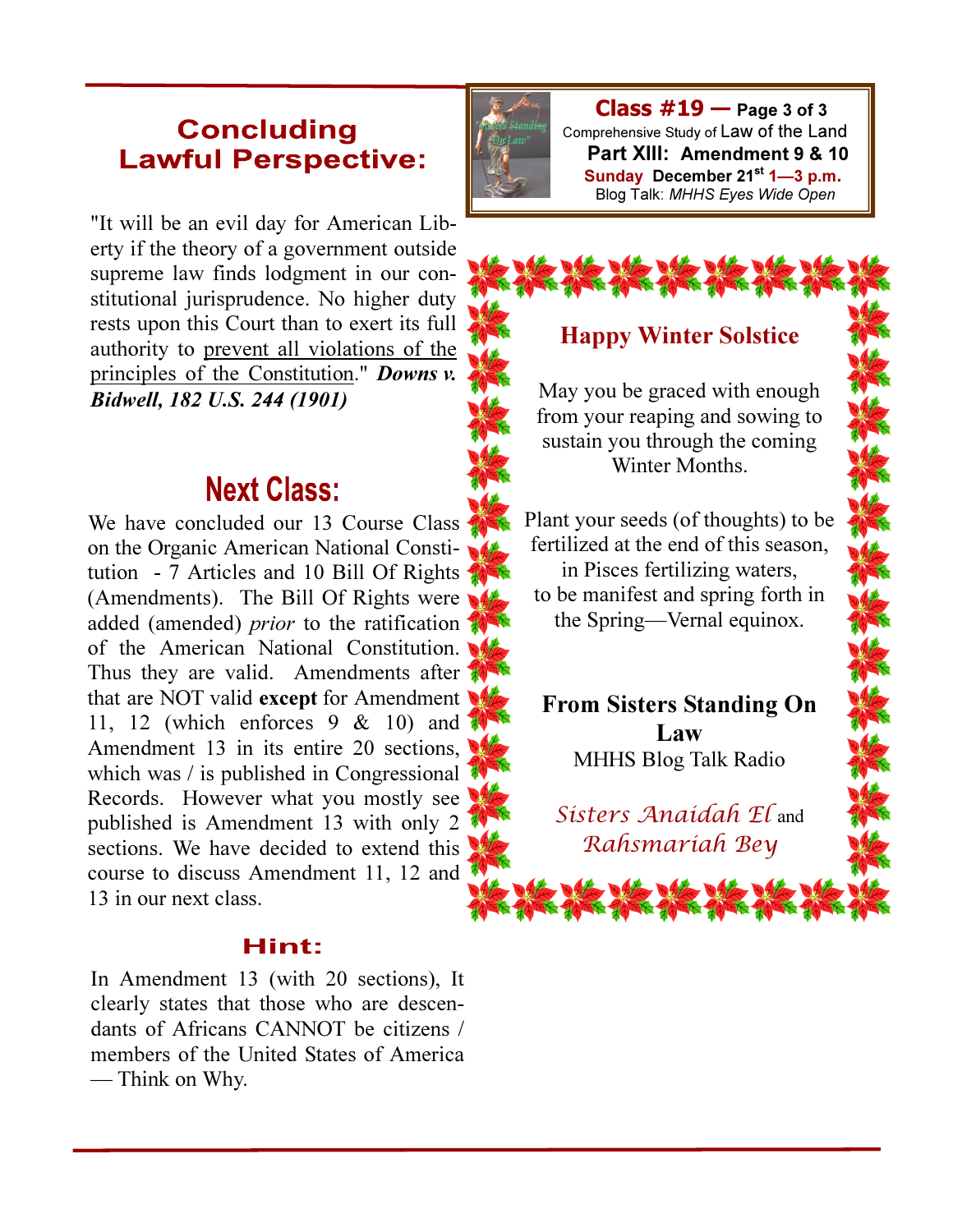## Concluding Lawful Perspective:

"It will be an evil day for American Liberty if the theory of a government outside supreme law finds lodgment in our constitutional jurisprudence. No higher duty rests upon this Court than to exert its full authority to prevent all violations of the principles of the Constitution." ***Downs v. Bidwell, 182 U.S. 244 (1901)***

## Next Class:

We have concluded our 13 Course Class on the Organic American National Constitution - 7 Articles and 10 Bill Of Rights (Amendments). The Bill Of Rights were added (amended) *prior* to the ratification of the American National Constitution. Thus they are valid. Amendments after that are NOT valid **except** for Amendment 11, 12 (which enforces 9 & 10) and Amendment 13 in its entire 20 sections, which was / is published in Congressional Records. However what you mostly see published is Amendment 13 with only 2 sections. We have decided to extend this course to discuss Amendment 11, 12 and 13 in our next class.

### Hint:

In Amendment 13 (with 20 sections), It clearly states that those who are descendants of Africans CANNOT be citizens / members of the United States of America — Think on Why.

**Class #19 — Page 3 of 3**
Comprehensive Study of Law of the Land
**Part XIII: Amendment 9 & 10**
**Sunday December 21st 1—3 p.m.**
Blog Talk: *MHHS Eyes Wide Open*

### Happy Winter Solstice

May you be graced with enough from your reaping and sowing to sustain you through the coming Winter Months.

Plant your seeds (of thoughts) to be fertilized at the end of this season, in Pisces fertilizing waters, to be manifest and spring forth in the Spring—Vernal equinox.

**From Sisters Standing On Law**
MHHS Blog Talk Radio

*Sisters Anaidah El* and *Rahsmariah Bey*